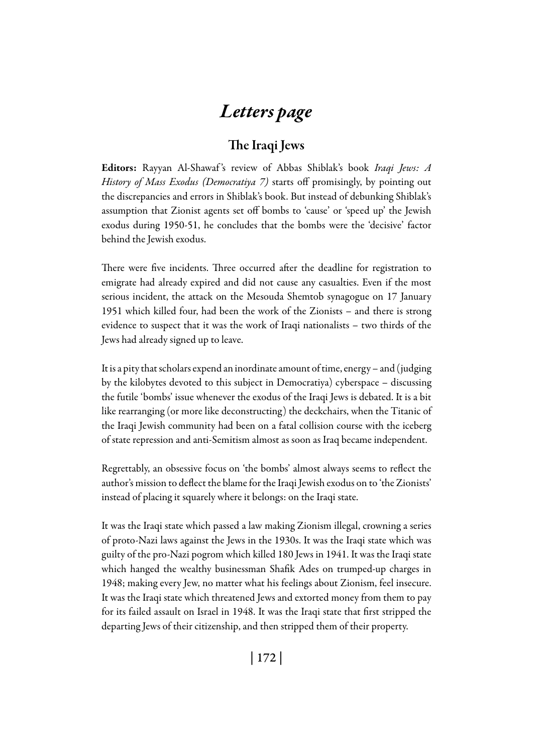# *Letters page*

## The Iraqi Jews

**Editors:** Rayyan Al-Shawaf's review of Abbas Shiblak's book *Iraqi Jews: A History of Mass Exodus (Democratiya 7)* starts off promisingly, by pointing out the discrepancies and errors in Shiblak's book. But instead of debunking Shiblak's assumption that Zionist agents set off bombs to 'cause' or 'speed up' the Jewish exodus during 1950-51, he concludes that the bombs were the 'decisive' factor behind the Jewish exodus.

There were five incidents. Three occurred after the deadline for registration to emigrate had already expired and did not cause any casualties. Even if the most serious incident, the attack on the Mesouda Shemtob synagogue on 17 January 1951 which killed four, had been the work of the Zionists – and there is strong evidence to suspect that it was the work of Iraqi nationalists – two thirds of the Jews had already signed up to leave.

It is a pity that scholars expend an inordinate amount of time, energy – and (judging by the kilobytes devoted to this subject in Democratiya) cyberspace – discussing the futile 'bombs' issue whenever the exodus of the Iraqi Jews is debated. It is a bit like rearranging (or more like deconstructing) the deckchairs, when the Titanic of the Iraqi Jewish community had been on a fatal collision course with the iceberg of state repression and anti-Semitism almost as soon as Iraq became independent.

Regrettably, an obsessive focus on 'the bombs' almost always seems to reflect the author's mission to deflect the blame for the Iraqi Jewish exodus on to 'the Zionists' instead of placing it squarely where it belongs: on the Iraqi state.

It was the Iraqi state which passed a law making Zionism illegal, crowning a series of proto-Nazi laws against the Jews in the 1930s. It was the Iraqi state which was guilty of the pro-Nazi pogrom which killed 180 Jews in 1941. It was the Iraqi state which hanged the wealthy businessman Shafik Ades on trumped-up charges in 1948; making every Jew, no matter what his feelings about Zionism, feel insecure. It was the Iraqi state which threatened Jews and extorted money from them to pay for its failed assault on Israel in 1948. It was the Iraqi state that first stripped the departing Jews of their citizenship, and then stripped them of their property.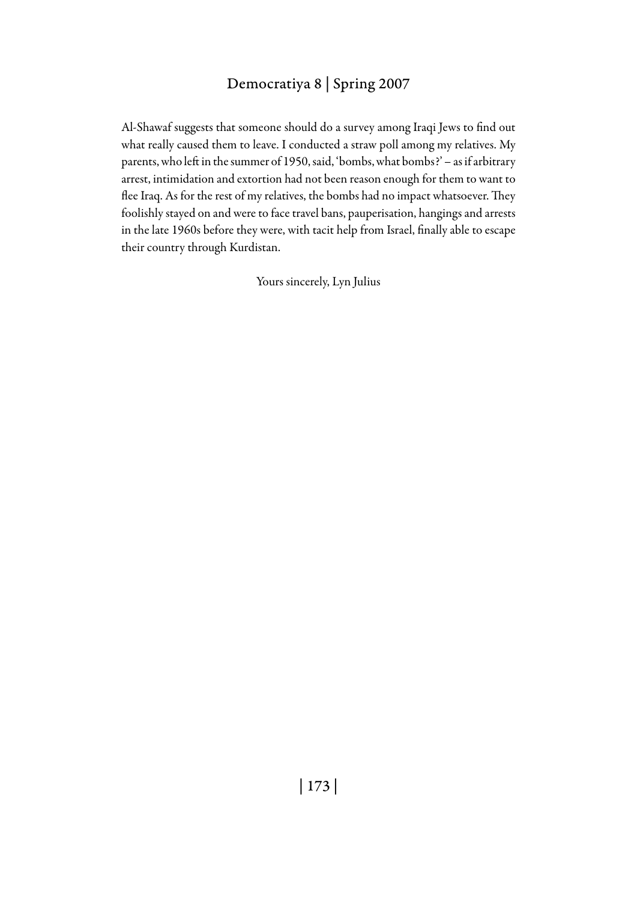Al-Shawaf suggests that someone should do a survey among Iraqi Jews to find out what really caused them to leave. I conducted a straw poll among my relatives. My parents, who left in the summer of 1950, said, 'bombs, what bombs?' – as if arbitrary arrest, intimidation and extortion had not been reason enough for them to want to flee Iraq. As for the rest of my relatives, the bombs had no impact whatsoever. They foolishly stayed on and were to face travel bans, pauperisation, hangings and arrests in the late 1960s before they were, with tacit help from Israel, finally able to escape their country through Kurdistan.

Yours sincerely, Lyn Julius